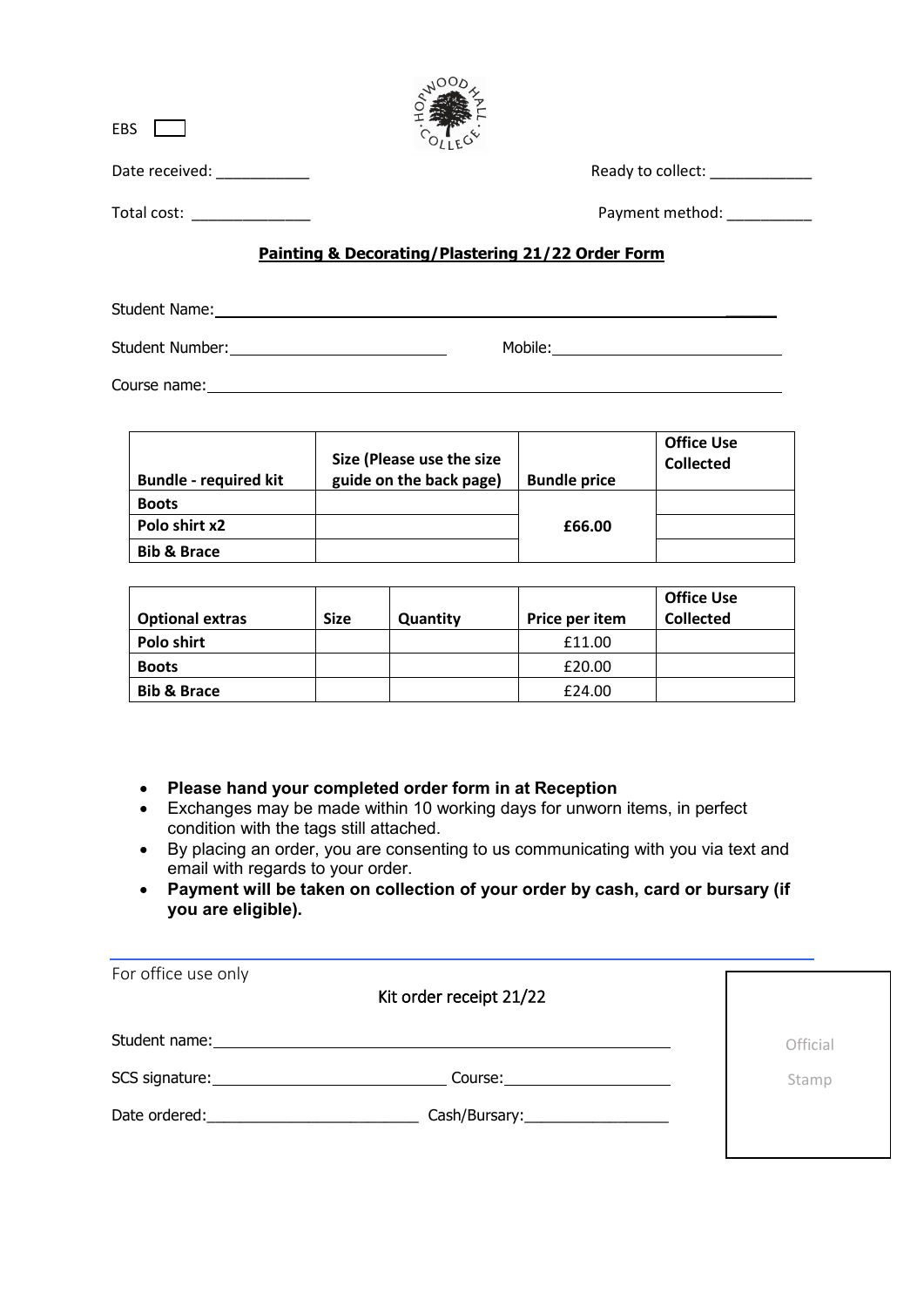EBS ☐

Date received: ___________ Ready to collect: ____________

Total cost: ______________ Payment method: __________

**Painting & Decorating/Plastering 21/22 Order Form**

Student Name: ______________________________________________

Student Number: ________________________ Mobile: ________________________

Course name: ______________________________________________

| Bundle - required kit | Size (Please use the size guide on the back page) | Bundle price | Office Use Collected |
|---|---|---|---|
| **Boots** | | **£66.00** | |
| **Polo shirt x2** | | | |
| **Bib & Brace** | | | |

| Optional extras | Size | Quantity | Price per item | Office Use Collected |
|---|---|---|---|---|
| **Polo shirt** | | | £11.00 | |
| **Boots** | | | £20.00 | |
| **Bib & Brace** | | | £24.00 | |

- **Please hand your completed order form in at Reception**
- Exchanges may be made within 10 working days for unworn items, in perfect condition with the tags still attached.
- By placing an order, you are consenting to us communicating with you via text and email with regards to your order.
- **Payment will be taken on collection of your order by cash, card or bursary (if you are eligible).**

---

For office use only

Kit order receipt 21/22

Student name: ______________________________________________

SCS signature: ________________________ Course: ____________________

Date ordered: ________________________ Cash/Bursary: ________________

Official Stamp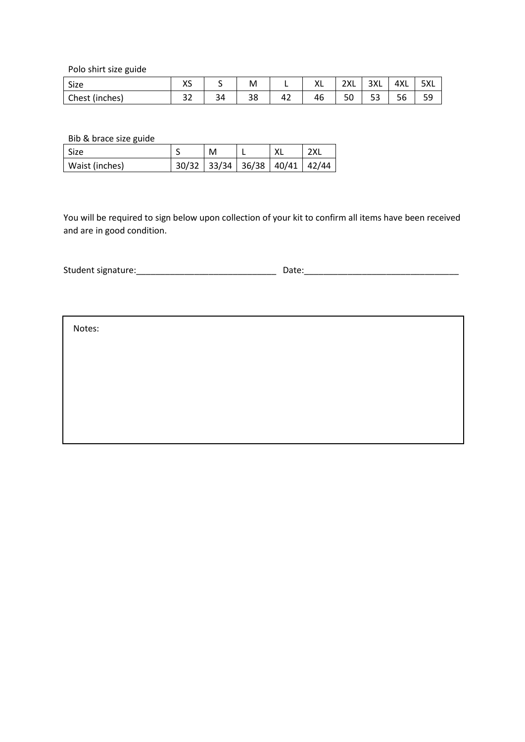Polo shirt size guide

| Size | XS | S | M | L | XL | 2XL | 3XL | 4XL | 5XL |
|---|---|---|---|---|---|---|---|---|---|
| Chest (inches) | 32 | 34 | 38 | 42 | 46 | 50 | 53 | 56 | 59 |

Bib & brace size guide

| Size | S | M | L | XL | 2XL |
|---|---|---|---|---|---|
| Waist (inches) | 30/32 | 33/34 | 36/38 | 40/41 | 42/44 |

You will be required to sign below upon collection of your kit to confirm all items have been received and are in good condition.

Student signature:_____________________________ Date:________________________________

Notes: